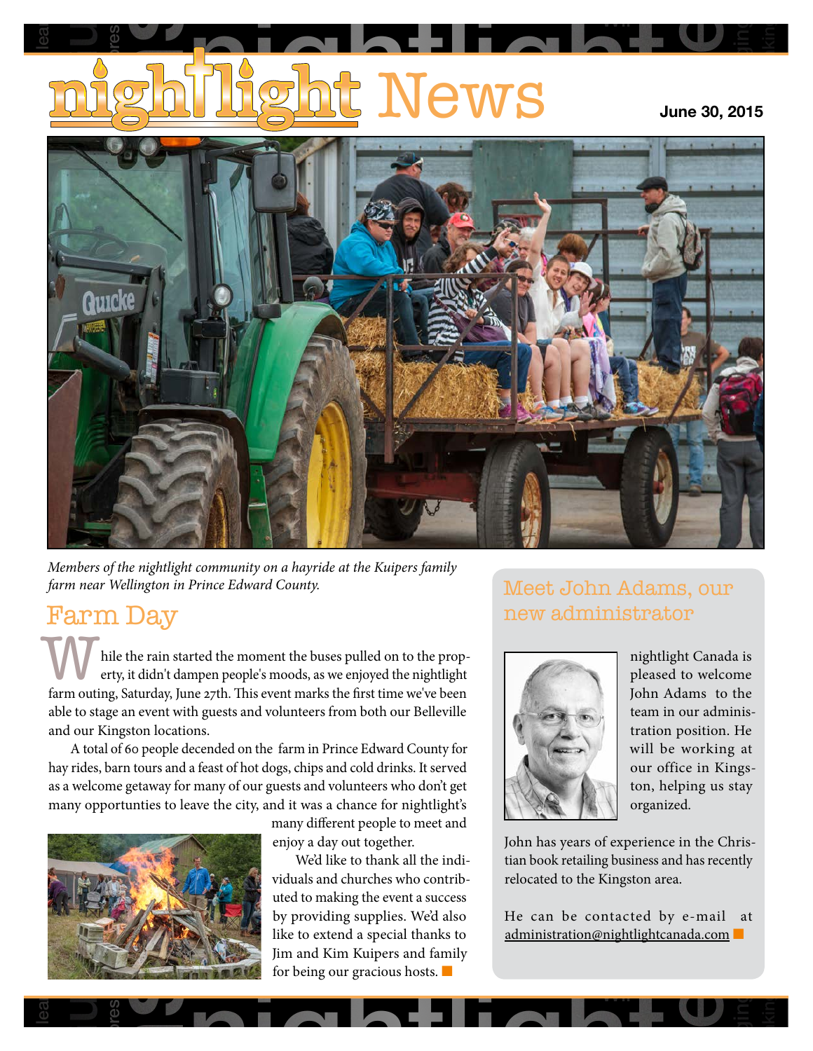# nightlight News

**June 30, 2015**

*Members of the nightlight community on a hayride at the Kuipers family farm near Wellington in Prince Edward County.*

## Farm Day

While the rain started the moment the buses pulled on to the property, it didn't dampen people's moods, as we enjoyed the nightlight farm outing, Saturday, June 27th. This event marks the first time we've been able to stage an event with guests and volunteers from both our Belleville and our Kingston locations.

A total of 60 people decended on the farm in Prince Edward County for hay rides, barn tours and a feast of hot dogs, chips and cold drinks. It served as a welcome getaway for many of our guests and volunteers who don't get many opportunties to leave the city, and it was a chance for nightlight's many different people to meet and enjoy a day out together.

We'd like to thank all the individuals and churches who contributed to making the event a success by providing supplies. We'd also like to extend a special thanks to Jim and Kim Kuipers and family for being our gracious hosts.

## Meet John Adams, our new administrator

nightlight Canada is pleased to welcome John Adams to the team in our administration position. He will be working at our office in Kingston, helping us stay organized.

John has years of experience in the Christian book retailing business and has recently relocated to the Kingston area.

He can be contacted by e-mail at administration@nightlightcanada.com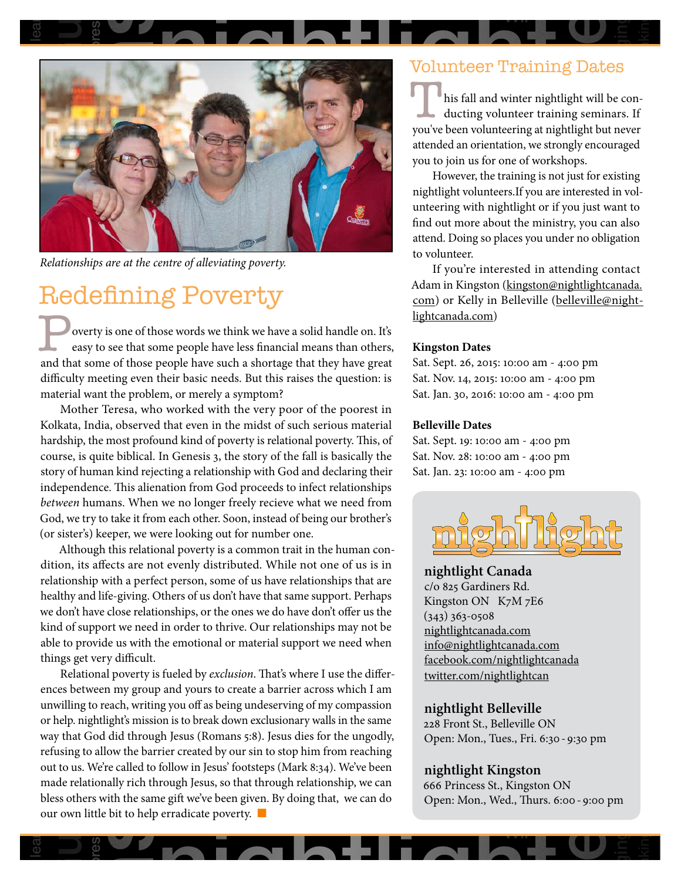*Relationships are at the centre of alleviating poverty.*

# Redefining Poverty

Poverty is one of those words we think we have a solid handle on. It's easy to see that some people have less financial means than others, and that some of those people have such a shortage that they have great difficulty meeting even their basic needs. But this raises the question: is material want the problem, or merely a symptom?

Mother Teresa, who worked with the very poor of the poorest in Kolkata, India, observed that even in the midst of such serious material hardship, the most profound kind of poverty is relational poverty. This, of course, is quite biblical. In Genesis 3, the story of the fall is basically the story of human kind rejecting a relationship with God and declaring their independence. This alienation from God proceeds to infect relationships *between* humans. When we no longer freely recieve what we need from God, we try to take it from each other. Soon, instead of being our brother's (or sister's) keeper, we were looking out for number one.

Although this relational poverty is a common trait in the human condition, its affects are not evenly distributed. While not one of us is in relationship with a perfect person, some of us have relationships that are healthy and life-giving. Others of us don't have that same support. Perhaps we don't have close relationships, or the ones we do have don't offer us the kind of support we need in order to thrive. Our relationships may not be able to provide us with the emotional or material support we need when things get very difficult.

Relational poverty is fueled by *exclusion*. That's where I use the differences between my group and yours to create a barrier across which I am unwilling to reach, writing you off as being undeserving of my compassion or help. nightlight's mission is to break down exclusionary walls in the same way that God did through Jesus (Romans 5:8). Jesus dies for the ungodly, refusing to allow the barrier created by our sin to stop him from reaching out to us. We're called to follow in Jesus' footsteps (Mark 8:34). We've been made relationally rich through Jesus, so that through relationship, we can bless others with the same gift we've been given. By doing that, we can do our own little bit to help erradicate poverty. ■

## Volunteer Training Dates

This fall and winter nightlight will be conducting volunteer training seminars. If you've been volunteering at nightlight but never attended an orientation, we strongly encouraged you to join us for one of workshops.

However, the training is not just for existing nightlight volunteers.If you are interested in volunteering with nightlight or if you just want to find out more about the ministry, you can also attend. Doing so places you under no obligation to volunteer.

If you're interested in attending contact Adam in Kingston (kingston@nightlightcanada.com) or Kelly in Belleville (belleville@nightlightcanada.com)

**Kingston Dates**

Sat. Sept. 26, 2015: 10:00 am - 4:00 pm
Sat. Nov. 14, 2015: 10:00 am - 4:00 pm
Sat. Jan. 30, 2016: 10:00 am - 4:00 pm

**Belleville Dates**

Sat. Sept. 19: 10:00 am - 4:00 pm
Sat. Nov. 28: 10:00 am - 4:00 pm
Sat. Jan. 23: 10:00 am - 4:00 pm

**nightlight Canada**
c/o 825 Gardiners Rd.
Kingston ON K7M 7E6
(343) 363-0508
nightlightcanada.com
info@nightlightcanada.com
facebook.com/nightlightcanada
twitter.com/nightlightcan

**nightlight Belleville**
228 Front St., Belleville ON
Open: Mon., Tues., Fri. 6:30 - 9:30 pm

**nightlight Kingston**
666 Princess St., Kingston ON
Open: Mon., Wed., Thurs. 6:00 - 9:00 pm